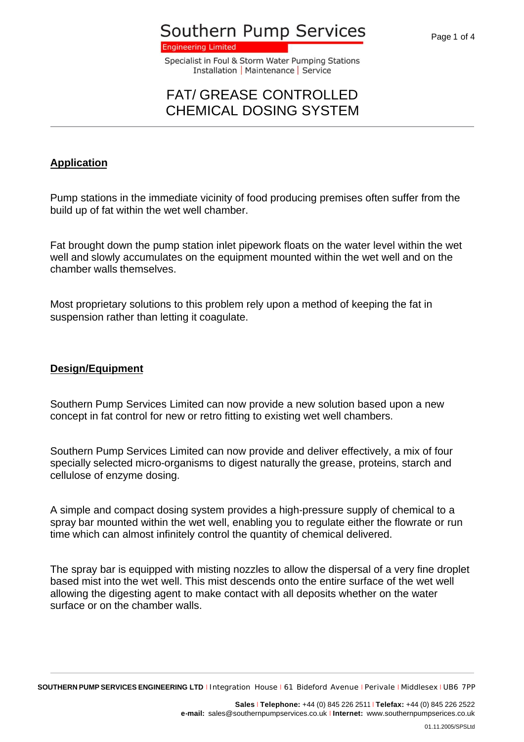# FAT/ GREASE CONTROLLED CHEMICAL DOSING SYSTEM

## Application

Pump stations in the immediate vicinity of food producing premises often suffer from the build up of fat within the wet well chamber.

Fat brought down the pump station inlet pipework floats on the water level within the wet well and slowly accumulates on the equipment mounted within the wet well and on the chamber walls themselves.

Most proprietary solutions to this problem rely upon a method of keeping the fat in suspension rather than letting it coagulate.

## Design/Equipment

Southern Pump Services Limited can now provide a new solution based upon a new concept in fat control for new or retro fitting to existing wet well chambers.

Southern Pump Services Limited can now provide and deliver effectively, a mix of four specially selected micro-organisms to digest naturally the grease, proteins, starch and cellulose of enzyme dosing.

A simple and compact dosing system provides a high-pressure supply of chemical to a spray bar mounted within the wet well, enabling you to regulate either the flowrate or run time which can almost infinitely control the quantity of chemical delivered.

The spray bar is equipped with misting nozzles to allow the dispersal of a very fine droplet based mist into the wet well. This mist descends onto the entire surface of the wet well allowing the digesting agent to make contact with all deposits whether on the water surface or on the chamber walls.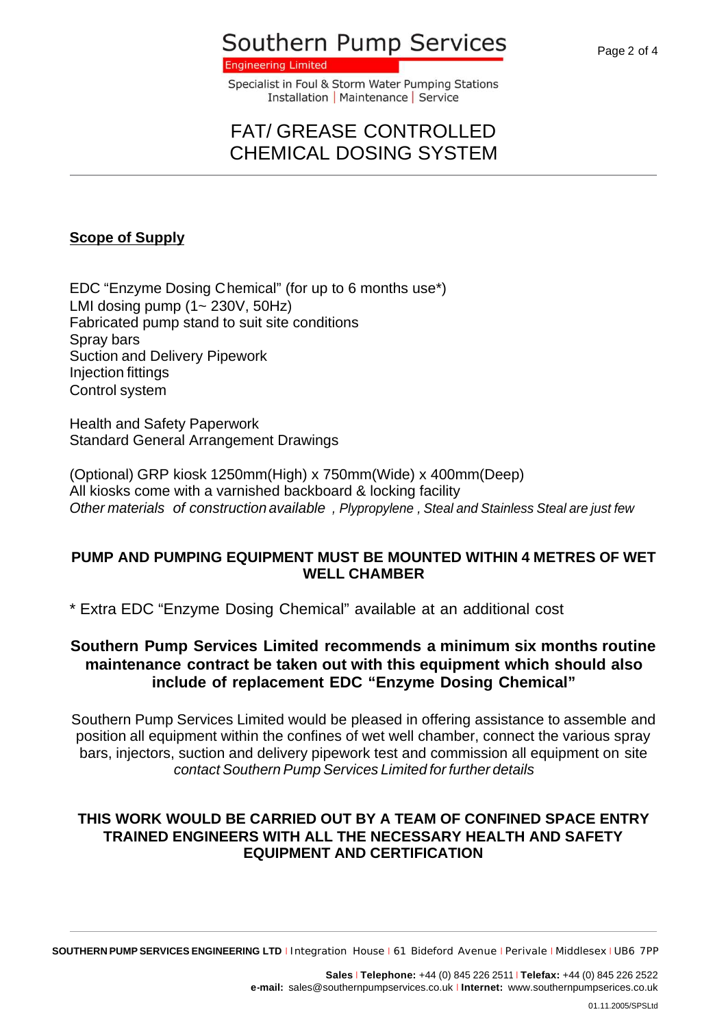# FAT/ GREASE CONTROLLED CHEMICAL DOSING SYSTEM

## Scope of Supply

EDC “Enzyme Dosing Chemical” (for up to 6 months use*)
LMI dosing pump (1~ 230V, 50Hz)
Fabricated pump stand to suit site conditions
Spray bars
Suction and Delivery Pipework
Injection fittings
Control system

Health and Safety Paperwork
Standard General Arrangement Drawings

(Optional) GRP kiosk 1250mm(High) x 750mm(Wide) x 400mm(Deep)
All kiosks come with a varnished backboard & locking facility
*Other materials of construction available , Plypropylene , Steal and Stainless Steal are just few*

**PUMP AND PUMPING EQUIPMENT MUST BE MOUNTED WITHIN 4 METRES OF WET WELL CHAMBER**

* Extra EDC “Enzyme Dosing Chemical” available at an additional cost

**Southern Pump Services Limited recommends a minimum six months routine maintenance contract be taken out with this equipment which should also include of replacement EDC “Enzyme Dosing Chemical”**

Southern Pump Services Limited would be pleased in offering assistance to assemble and position all equipment within the confines of wet well chamber, connect the various spray bars, injectors, suction and delivery pipework test and commission all equipment on site *contact Southern Pump Services Limited for further details*

**THIS WORK WOULD BE CARRIED OUT BY A TEAM OF CONFINED SPACE ENTRY TRAINED ENGINEERS WITH ALL THE NECESSARY HEALTH AND SAFETY EQUIPMENT AND CERTIFICATION**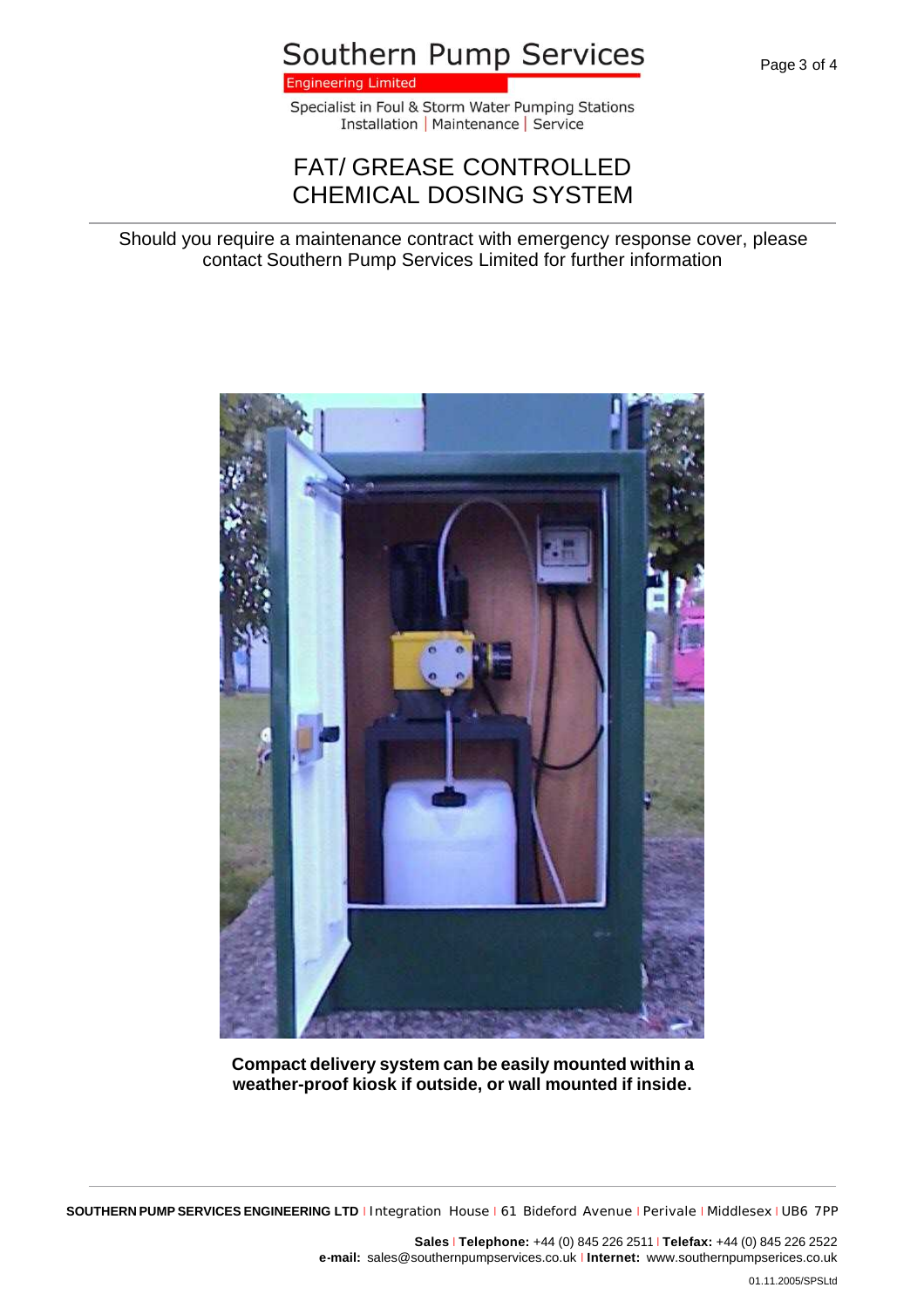# FAT/ GREASE CONTROLLED CHEMICAL DOSING SYSTEM

Should you require a maintenance contract with emergency response cover, please contact Southern Pump Services Limited for further information

**Compact delivery system can be easily mounted within a weather-proof kiosk if outside, or wall mounted if inside.**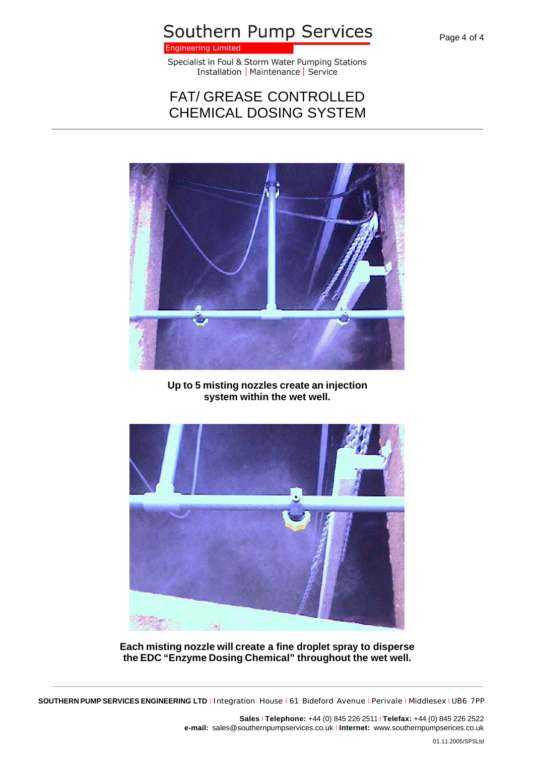# FAT/ GREASE CONTROLLED CHEMICAL DOSING SYSTEM

**Up to 5 misting nozzles create an injection system within the wet well.**

**Each misting nozzle will create a fine droplet spray to disperse the EDC "Enzyme Dosing Chemical" throughout the wet well.**